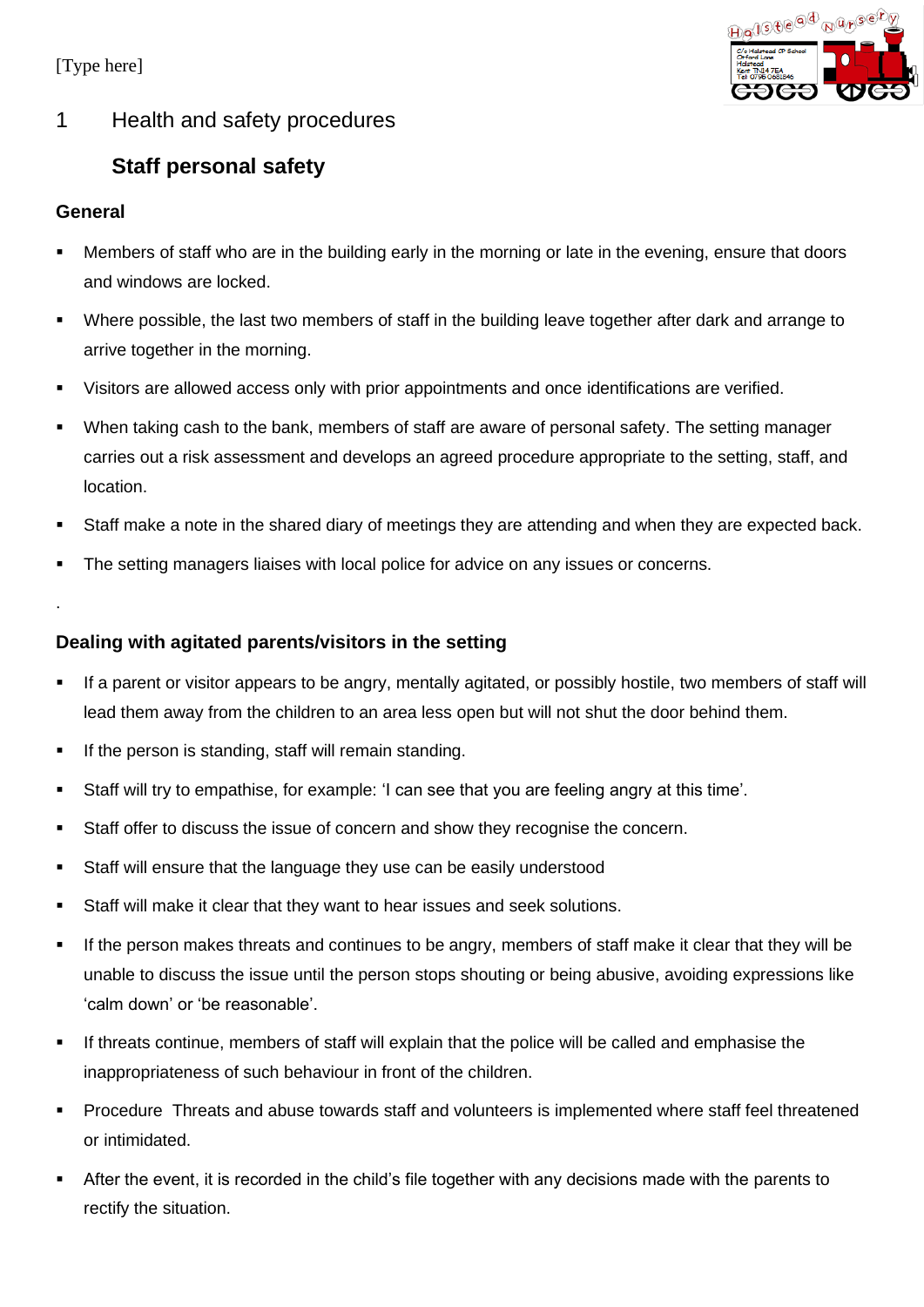# 1 Health and safety procedures

## Staff personal safety

### General

- Members of staff who are in the building early in the morning or late in the evening, ensure that doors and windows are locked.
- Where possible, the last two members of staff in the building leave together after dark and arrange to arrive together in the morning.
- Visitors are allowed access only with prior appointments and once identifications are verified.
- When taking cash to the bank, members of staff are aware of personal safety. The setting manager carries out a risk assessment and develops an agreed procedure appropriate to the setting, staff, and location.
- Staff make a note in the shared diary of meetings they are attending and when they are expected back.
- The setting managers liaises with local police for advice on any issues or concerns.

.

### Dealing with agitated parents/visitors in the setting

- If a parent or visitor appears to be angry, mentally agitated, or possibly hostile, two members of staff will lead them away from the children to an area less open but will not shut the door behind them.
- If the person is standing, staff will remain standing.
- Staff will try to empathise, for example: 'I can see that you are feeling angry at this time'.
- Staff offer to discuss the issue of concern and show they recognise the concern.
- Staff will ensure that the language they use can be easily understood
- Staff will make it clear that they want to hear issues and seek solutions.
- If the person makes threats and continues to be angry, members of staff make it clear that they will be unable to discuss the issue until the person stops shouting or being abusive, avoiding expressions like 'calm down' or 'be reasonable'.
- If threats continue, members of staff will explain that the police will be called and emphasise the inappropriateness of such behaviour in front of the children.
- Procedure Threats and abuse towards staff and volunteers is implemented where staff feel threatened or intimidated.
- After the event, it is recorded in the child's file together with any decisions made with the parents to rectify the situation.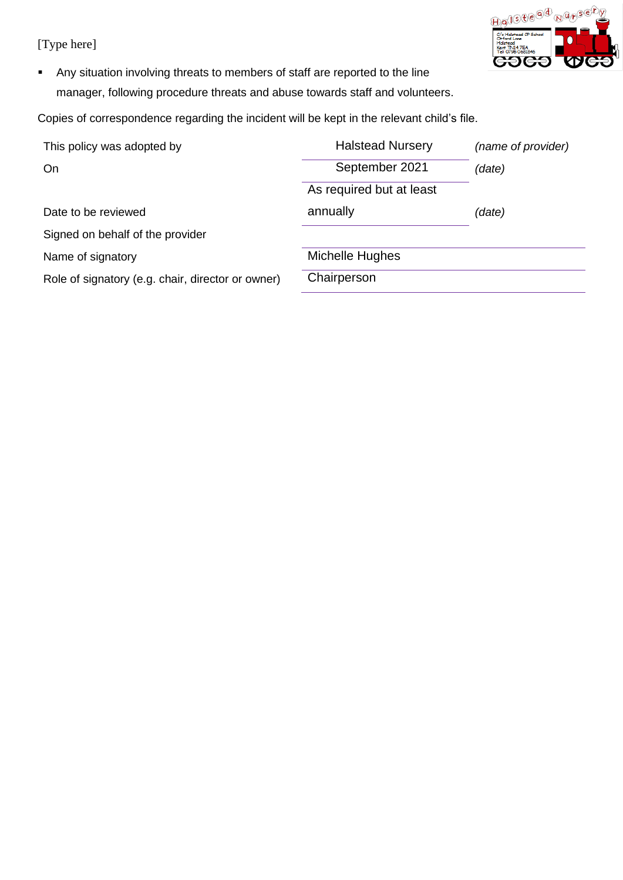- Any situation involving threats to members of staff are reported to the line manager, following procedure threats and abuse towards staff and volunteers.

Copies of correspondence regarding the incident will be kept in the relevant child's file.

| | | |
|---|---|---|
| This policy was adopted by | Halstead Nursery | *(name of provider)* |
| On | September 2021 | *(date)* |
| Date to be reviewed | As required but at least annually | *(date)* |
| Signed on behalf of the provider | | |
| Name of signatory | Michelle Hughes | |
| Role of signatory (e.g. chair, director or owner) | Chairperson | |